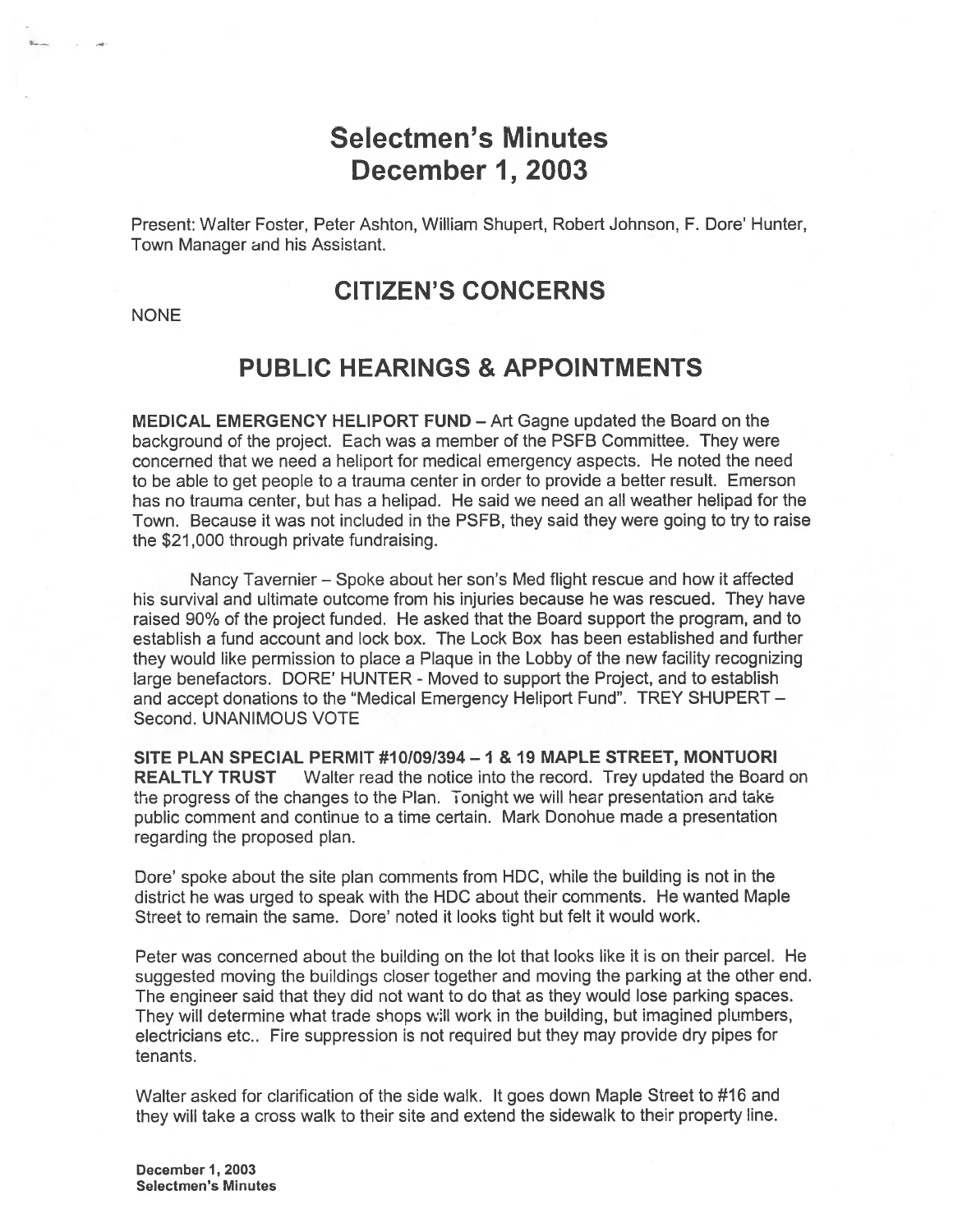# Selectmen's Minutes
# December 1, 2003

Present: Walter Foster, Peter Ashton, William Shupert, Robert Johnson, F. Dore' Hunter, Town Manager and his Assistant.

## CITIZEN'S CONCERNS

NONE

## PUBLIC HEARINGS & APPOINTMENTS

**MEDICAL EMERGENCY HELIPORT FUND** – Art Gagne updated the Board on the background of the project. Each was a member of the PSFB Committee. They were concerned that we need a heliport for medical emergency aspects. He noted the need to be able to get people to a trauma center in order to provide a better result. Emerson has no trauma center, but has a helipad. He said we need an all weather helipad for the Town. Because it was not included in the PSFB, they said they were going to try to raise the $21,000 through private fundraising.

Nancy Tavernier – Spoke about her son's Med flight rescue and how it affected his survival and ultimate outcome from his injuries because he was rescued. They have raised 90% of the project funded. He asked that the Board support the program, and to establish a fund account and lock box. The Lock Box has been established and further they would like permission to place a Plaque in the Lobby of the new facility recognizing large benefactors. DORE' HUNTER - Moved to support the Project, and to establish and accept donations to the "Medical Emergency Heliport Fund". TREY SHUPERT – Second. UNANIMOUS VOTE

**SITE PLAN SPECIAL PERMIT #10/09/394 – 1 & 19 MAPLE STREET, MONTUORI REALTLY TRUST** Walter read the notice into the record. Trey updated the Board on the progress of the changes to the Plan. Tonight we will hear presentation and take public comment and continue to a time certain. Mark Donohue made a presentation regarding the proposed plan.

Dore' spoke about the site plan comments from HDC, while the building is not in the district he was urged to speak with the HDC about their comments. He wanted Maple Street to remain the same. Dore' noted it looks tight but felt it would work.

Peter was concerned about the building on the lot that looks like it is on their parcel. He suggested moving the buildings closer together and moving the parking at the other end. The engineer said that they did not want to do that as they would lose parking spaces. They will determine what trade shops will work in the building, but imagined plumbers, electricians etc.. Fire suppression is not required but they may provide dry pipes for tenants.

Walter asked for clarification of the side walk. It goes down Maple Street to #16 and they will take a cross walk to their site and extend the sidewalk to their property line.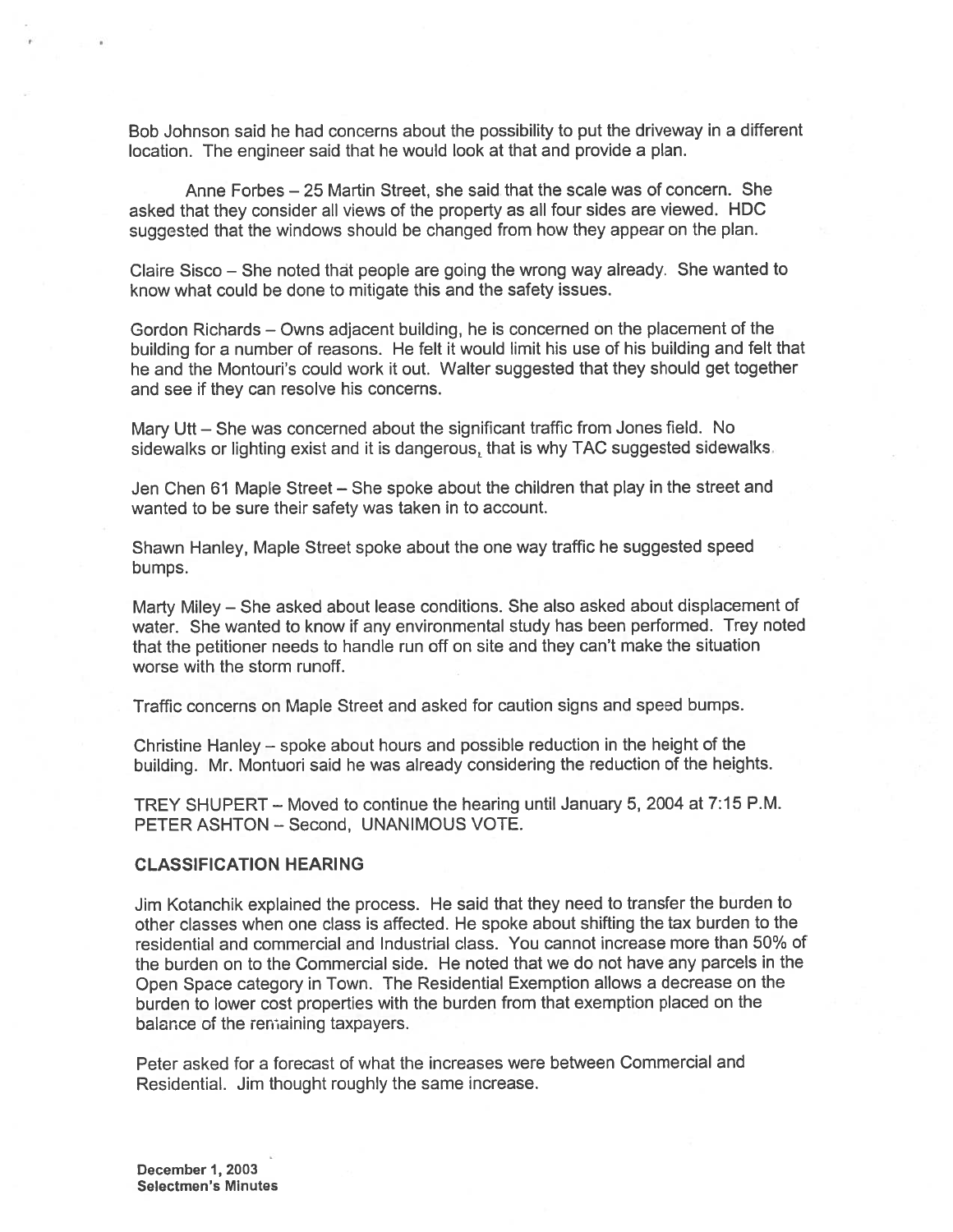Bob Johnson said he had concerns about the possibility to put the driveway in a different location. The engineer said that he would look at that and provide a plan.

Anne Forbes – 25 Martin Street, she said that the scale was of concern. She asked that they consider all views of the property as all four sides are viewed. HDC suggested that the windows should be changed from how they appear on the plan.

Claire Sisco – She noted that people are going the wrong way already. She wanted to know what could be done to mitigate this and the safety issues.

Gordon Richards – Owns adjacent building, he is concerned on the placement of the building for a number of reasons. He felt it would limit his use of his building and felt that he and the Montouri's could work it out. Walter suggested that they should get together and see if they can resolve his concerns.

Mary Utt – She was concerned about the significant traffic from Jones field. No sidewalks or lighting exist and it is dangerous, that is why TAC suggested sidewalks.

Jen Chen 61 Maple Street – She spoke about the children that play in the street and wanted to be sure their safety was taken in to account.

Shawn Hanley, Maple Street spoke about the one way traffic he suggested speed bumps.

Marty Miley – She asked about lease conditions. She also asked about displacement of water. She wanted to know if any environmental study has been performed. Trey noted that the petitioner needs to handle run off on site and they can't make the situation worse with the storm runoff.

Traffic concerns on Maple Street and asked for caution signs and speed bumps.

Christine Hanley – spoke about hours and possible reduction in the height of the building. Mr. Montuori said he was already considering the reduction of the heights.

TREY SHUPERT – Moved to continue the hearing until January 5, 2004 at 7:15 P.M. PETER ASHTON – Second, UNANIMOUS VOTE.

**CLASSIFICATION HEARING**

Jim Kotanchik explained the process. He said that they need to transfer the burden to other classes when one class is affected. He spoke about shifting the tax burden to the residential and commercial and Industrial class. You cannot increase more than 50% of the burden on to the Commercial side. He noted that we do not have any parcels in the Open Space category in Town. The Residential Exemption allows a decrease on the burden to lower cost properties with the burden from that exemption placed on the balance of the remaining taxpayers.

Peter asked for a forecast of what the increases were between Commercial and Residential. Jim thought roughly the same increase.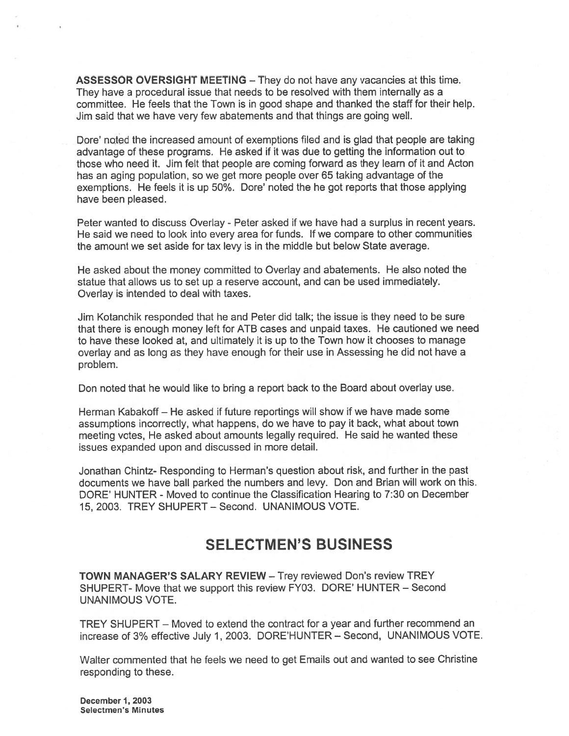**ASSESSOR OVERSIGHT MEETING** – They do not have any vacancies at this time. They have a procedural issue that needs to be resolved with them internally as a committee. He feels that the Town is in good shape and thanked the staff for their help. Jim said that we have very few abatements and that things are going well.

Dore' noted the increased amount of exemptions filed and is glad that people are taking advantage of these programs. He asked if it was due to getting the information out to those who need it. Jim felt that people are coming forward as they learn of it and Acton has an aging population, so we get more people over 65 taking advantage of the exemptions. He feels it is up 50%. Dore' noted the he got reports that those applying have been pleased.

Peter wanted to discuss Overlay - Peter asked if we have had a surplus in recent years. He said we need to look into every area for funds. If we compare to other communities the amount we set aside for tax levy is in the middle but below State average.

He asked about the money committed to Overlay and abatements. He also noted the statue that allows us to set up a reserve account, and can be used immediately. Overlay is intended to deal with taxes.

Jim Kotanchik responded that he and Peter did talk; the issue is they need to be sure that there is enough money left for ATB cases and unpaid taxes. He cautioned we need to have these looked at, and ultimately it is up to the Town how it chooses to manage overlay and as long as they have enough for their use in Assessing he did not have a problem.

Don noted that he would like to bring a report back to the Board about overlay use.

Herman Kabakoff – He asked if future reportings will show if we have made some assumptions incorrectly, what happens, do we have to pay it back, what about town meeting votes, He asked about amounts legally required. He said he wanted these issues expanded upon and discussed in more detail.

Jonathan Chintz- Responding to Herman's question about risk, and further in the past documents we have ball parked the numbers and levy. Don and Brian will work on this. DORE' HUNTER - Moved to continue the Classification Hearing to 7:30 on December 15, 2003. TREY SHUPERT – Second. UNANIMOUS VOTE.

# SELECTMEN'S BUSINESS

**TOWN MANAGER'S SALARY REVIEW** – Trey reviewed Don's review TREY SHUPERT- Move that we support this review FY03. DORE' HUNTER – Second UNANIMOUS VOTE.

TREY SHUPERT – Moved to extend the contract for a year and further recommend an increase of 3% effective July 1, 2003. DORE'HUNTER – Second, UNANIMOUS VOTE.

Walter commented that he feels we need to get Emails out and wanted to see Christine responding to these.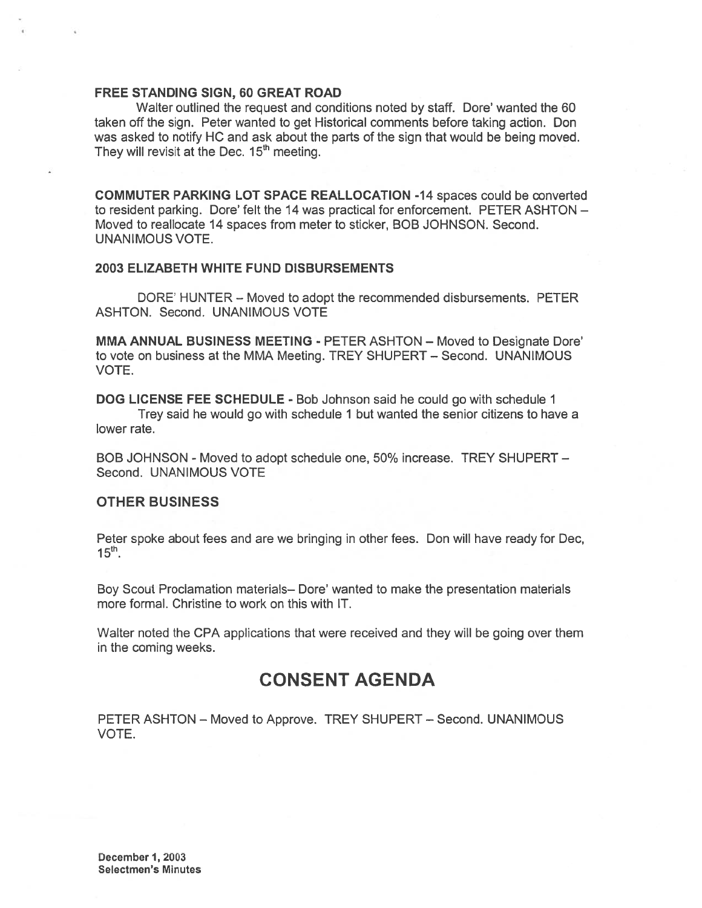**FREE STANDING SIGN, 60 GREAT ROAD**

Walter outlined the request and conditions noted by staff. Dore' wanted the 60 taken off the sign. Peter wanted to get Historical comments before taking action. Don was asked to notify HC and ask about the parts of the sign that would be being moved. They will revisit at the Dec. 15th meeting.

**COMMUTER PARKING LOT SPACE REALLOCATION** -14 spaces could be converted to resident parking. Dore' felt the 14 was practical for enforcement. PETER ASHTON – Moved to reallocate 14 spaces from meter to sticker, BOB JOHNSON. Second. UNANIMOUS VOTE.

**2003 ELIZABETH WHITE FUND DISBURSEMENTS**

DORE' HUNTER – Moved to adopt the recommended disbursements. PETER ASHTON. Second. UNANIMOUS VOTE

**MMA ANNUAL BUSINESS MEETING** - PETER ASHTON – Moved to Designate Dore' to vote on business at the MMA Meeting. TREY SHUPERT – Second. UNANIMOUS VOTE.

**DOG LICENSE FEE SCHEDULE** - Bob Johnson said he could go with schedule 1

Trey said he would go with schedule 1 but wanted the senior citizens to have a lower rate.

BOB JOHNSON - Moved to adopt schedule one, 50% increase. TREY SHUPERT – Second. UNANIMOUS VOTE

**OTHER BUSINESS**

Peter spoke about fees and are we bringing in other fees. Don will have ready for Dec, 15th.

Boy Scout Proclamation materials– Dore' wanted to make the presentation materials more formal. Christine to work on this with IT.

Walter noted the CPA applications that were received and they will be going over them in the coming weeks.

## CONSENT AGENDA

PETER ASHTON – Moved to Approve. TREY SHUPERT – Second. UNANIMOUS VOTE.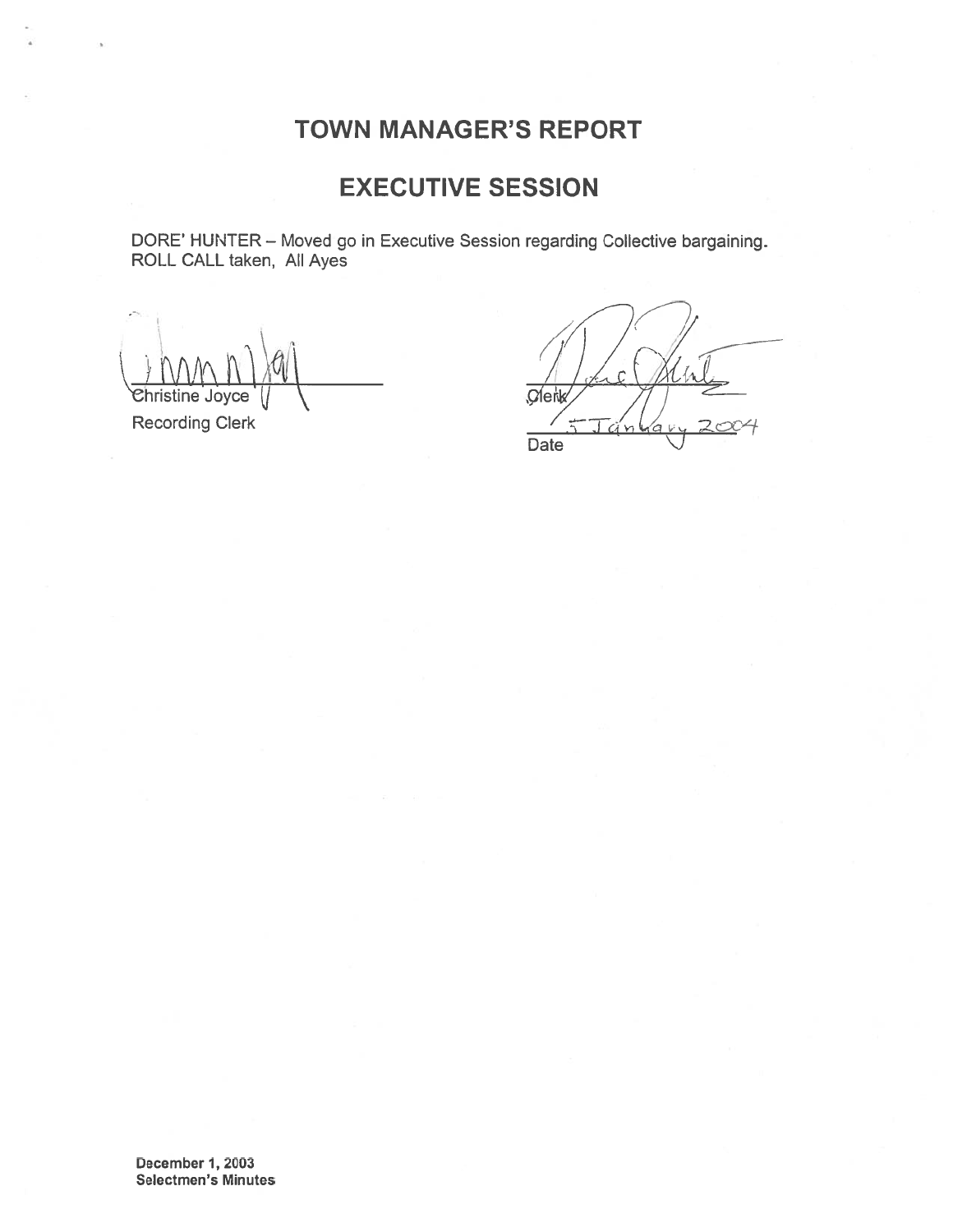## TOWN MANAGER'S REPORT

## EXECUTIVE SESSION

DORE' HUNTER – Moved go in Executive Session regarding Collective bargaining.
ROLL CALL taken, All Ayes

Christine Joyce
Recording Clerk

Clerk

5 January 2004
Date

**December 1, 2003**
**Selectmen's Minutes**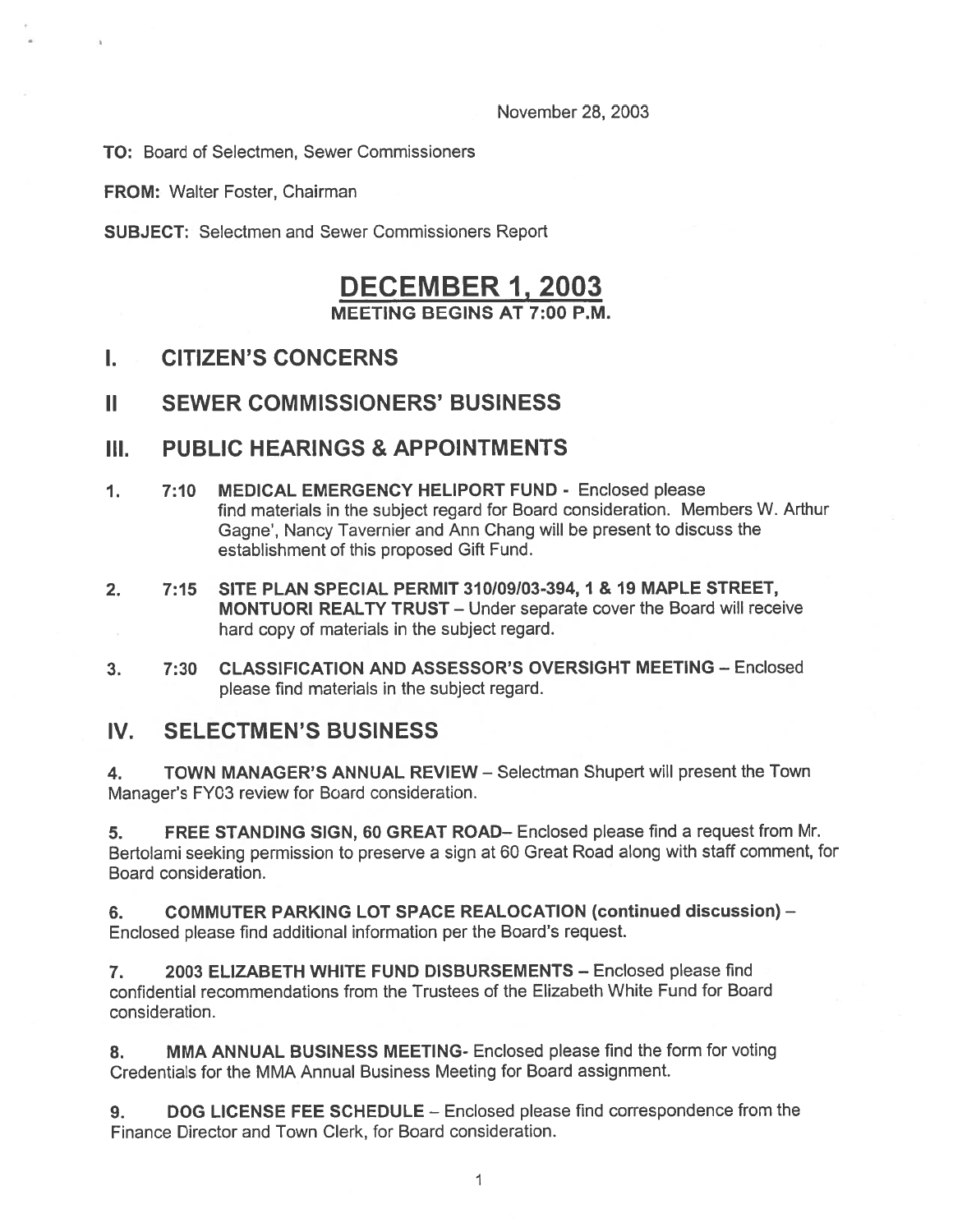November 28, 2003

**TO:** Board of Selectmen, Sewer Commissioners

**FROM:** Walter Foster, Chairman

**SUBJECT:** Selectmen and Sewer Commissioners Report

# DECEMBER 1, 2003

**MEETING BEGINS AT 7:00 P.M.**

## I. CITIZEN'S CONCERNS

## II SEWER COMMISSIONERS' BUSINESS

## III. PUBLIC HEARINGS & APPOINTMENTS

1. 7:10 **MEDICAL EMERGENCY HELIPORT FUND** - Enclosed please find materials in the subject regard for Board consideration. Members W. Arthur Gagne', Nancy Tavernier and Ann Chang will be present to discuss the establishment of this proposed Gift Fund.

2. 7:15 **SITE PLAN SPECIAL PERMIT 310/09/03-394, 1 & 19 MAPLE STREET, MONTUORI REALTY TRUST** – Under separate cover the Board will receive hard copy of materials in the subject regard.

3. 7:30 **CLASSIFICATION AND ASSESSOR'S OVERSIGHT MEETING** – Enclosed please find materials in the subject regard.

## IV. SELECTMEN'S BUSINESS

4. **TOWN MANAGER'S ANNUAL REVIEW** – Selectman Shupert will present the Town Manager's FY03 review for Board consideration.

5. **FREE STANDING SIGN, 60 GREAT ROAD**– Enclosed please find a request from Mr. Bertolami seeking permission to preserve a sign at 60 Great Road along with staff comment, for Board consideration.

6. **COMMUTER PARKING LOT SPACE REALOCATION (continued discussion)** – Enclosed please find additional information per the Board's request.

7. **2003 ELIZABETH WHITE FUND DISBURSEMENTS** – Enclosed please find confidential recommendations from the Trustees of the Elizabeth White Fund for Board consideration.

8. **MMA ANNUAL BUSINESS MEETING**- Enclosed please find the form for voting Credentials for the MMA Annual Business Meeting for Board assignment.

9. **DOG LICENSE FEE SCHEDULE** – Enclosed please find correspondence from the Finance Director and Town Clerk, for Board consideration.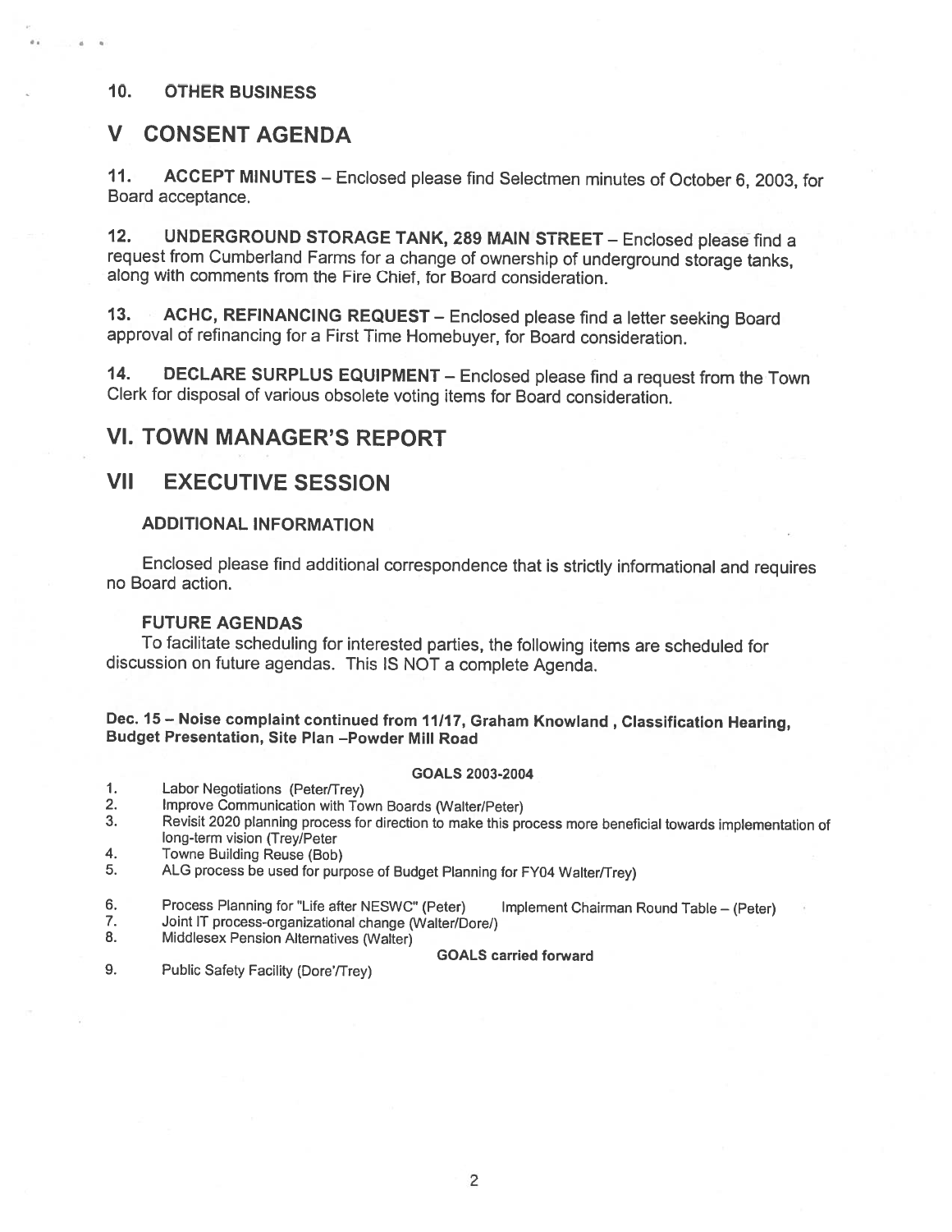**10. OTHER BUSINESS**

## V CONSENT AGENDA

**11. ACCEPT MINUTES** – Enclosed please find Selectmen minutes of October 6, 2003, for Board acceptance.

**12. UNDERGROUND STORAGE TANK, 289 MAIN STREET** – Enclosed please find a request from Cumberland Farms for a change of ownership of underground storage tanks, along with comments from the Fire Chief, for Board consideration.

**13. ACHC, REFINANCING REQUEST** – Enclosed please find a letter seeking Board approval of refinancing for a First Time Homebuyer, for Board consideration.

**14. DECLARE SURPLUS EQUIPMENT** – Enclosed please find a request from the Town Clerk for disposal of various obsolete voting items for Board consideration.

## VI. TOWN MANAGER'S REPORT

## VII EXECUTIVE SESSION

### ADDITIONAL INFORMATION

Enclosed please find additional correspondence that is strictly informational and requires no Board action.

### FUTURE AGENDAS

To facilitate scheduling for interested parties, the following items are scheduled for discussion on future agendas. This IS NOT a complete Agenda.

**Dec. 15 – Noise complaint continued from 11/17, Graham Knowland , Classification Hearing, Budget Presentation, Site Plan –Powder Mill Road**

**GOALS 2003-2004**

1. Labor Negotiations (Peter/Trey)
2. Improve Communication with Town Boards (Walter/Peter)
3. Revisit 2020 planning process for direction to make this process more beneficial towards implementation of long-term vision (Trey/Peter
4. Towne Building Reuse (Bob)
5. ALG process be used for purpose of Budget Planning for FY04 Walter/Trey)
6. Process Planning for "Life after NESWC" (Peter) Implement Chairman Round Table – (Peter)
7. Joint IT process-organizational change (Walter/Dore/)
8. Middlesex Pension Alternatives (Walter)

**GOALS carried forward**

9. Public Safety Facility (Dore'/Trey)